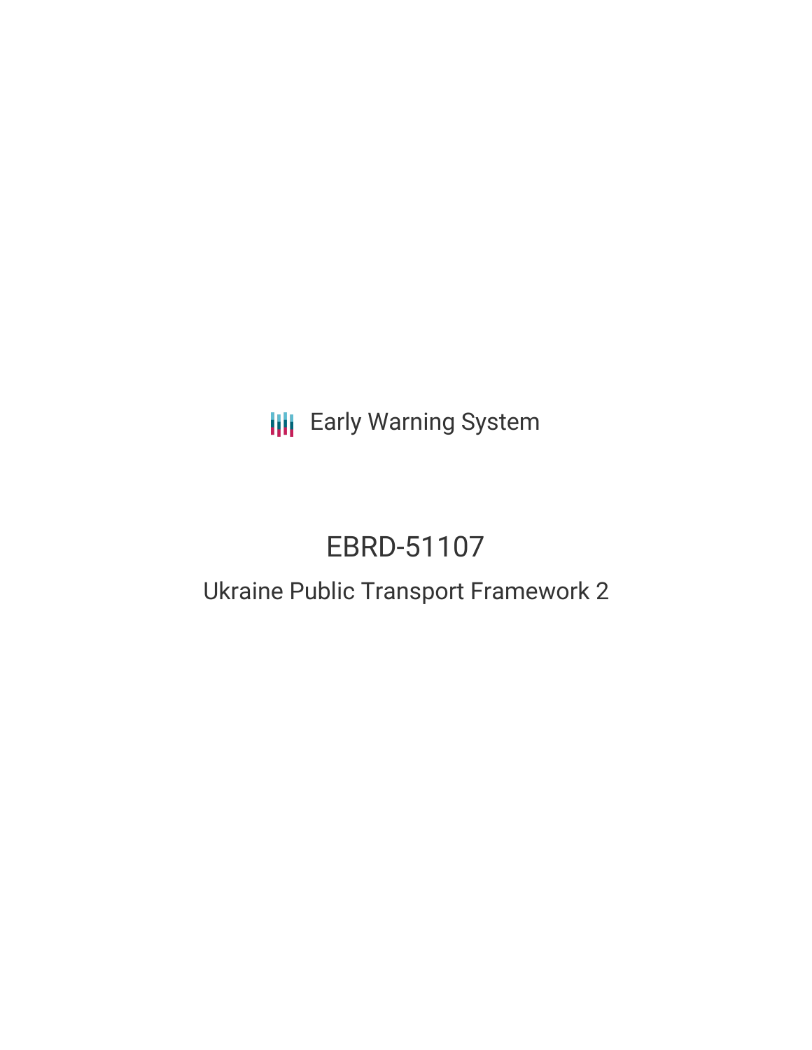Early Warning System

# EBRD-51107

## Ukraine Public Transport Framework 2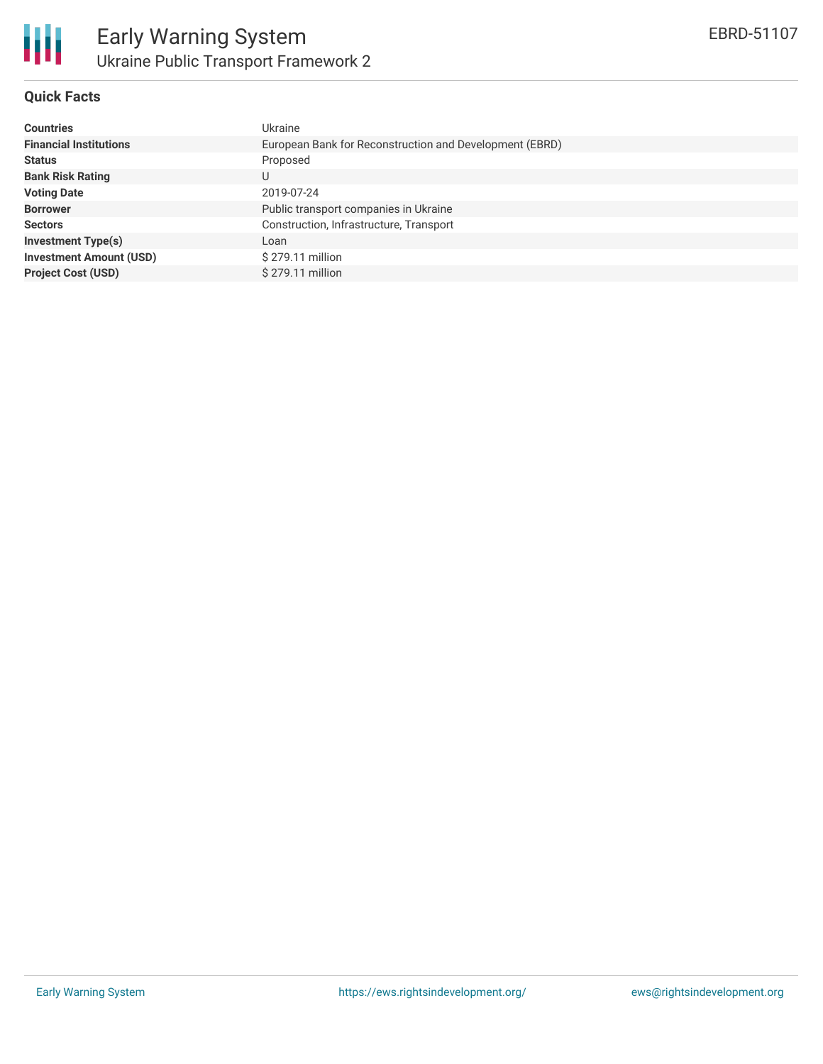# Early Warning System

## Ukraine Public Transport Framework 2

EBRD-51107

### Quick Facts

| | |
|---|---|
| **Countries** | Ukraine |
| **Financial Institutions** | European Bank for Reconstruction and Development (EBRD) |
| **Status** | Proposed |
| **Bank Risk Rating** | U |
| **Voting Date** | 2019-07-24 |
| **Borrower** | Public transport companies in Ukraine |
| **Sectors** | Construction, Infrastructure, Transport |
| **Investment Type(s)** | Loan |
| **Investment Amount (USD)** | $ 279.11 million |
| **Project Cost (USD)** | $ 279.11 million |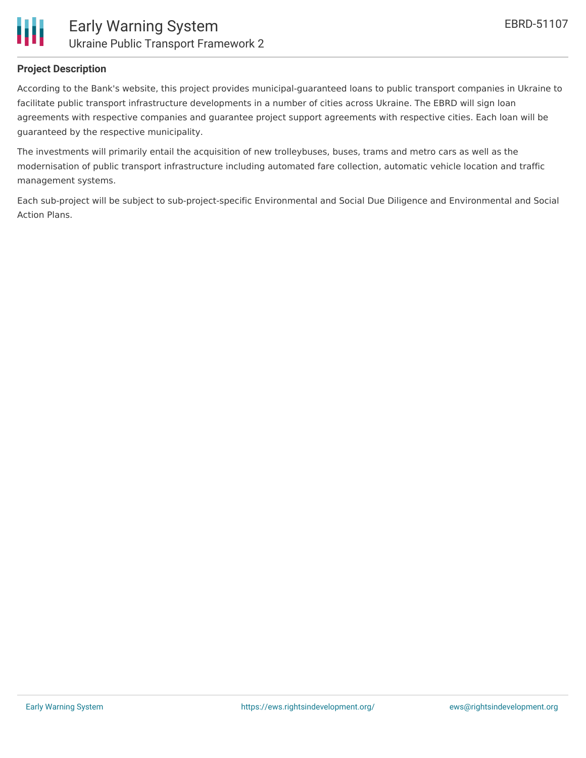**Project Description**

According to the Bank's website, this project provides municipal-guaranteed loans to public transport companies in Ukraine to facilitate public transport infrastructure developments in a number of cities across Ukraine. The EBRD will sign loan agreements with respective companies and guarantee project support agreements with respective cities. Each loan will be guaranteed by the respective municipality.

The investments will primarily entail the acquisition of new trolleybuses, buses, trams and metro cars as well as the modernisation of public transport infrastructure including automated fare collection, automatic vehicle location and traffic management systems.

Each sub-project will be subject to sub-project-specific Environmental and Social Due Diligence and Environmental and Social Action Plans.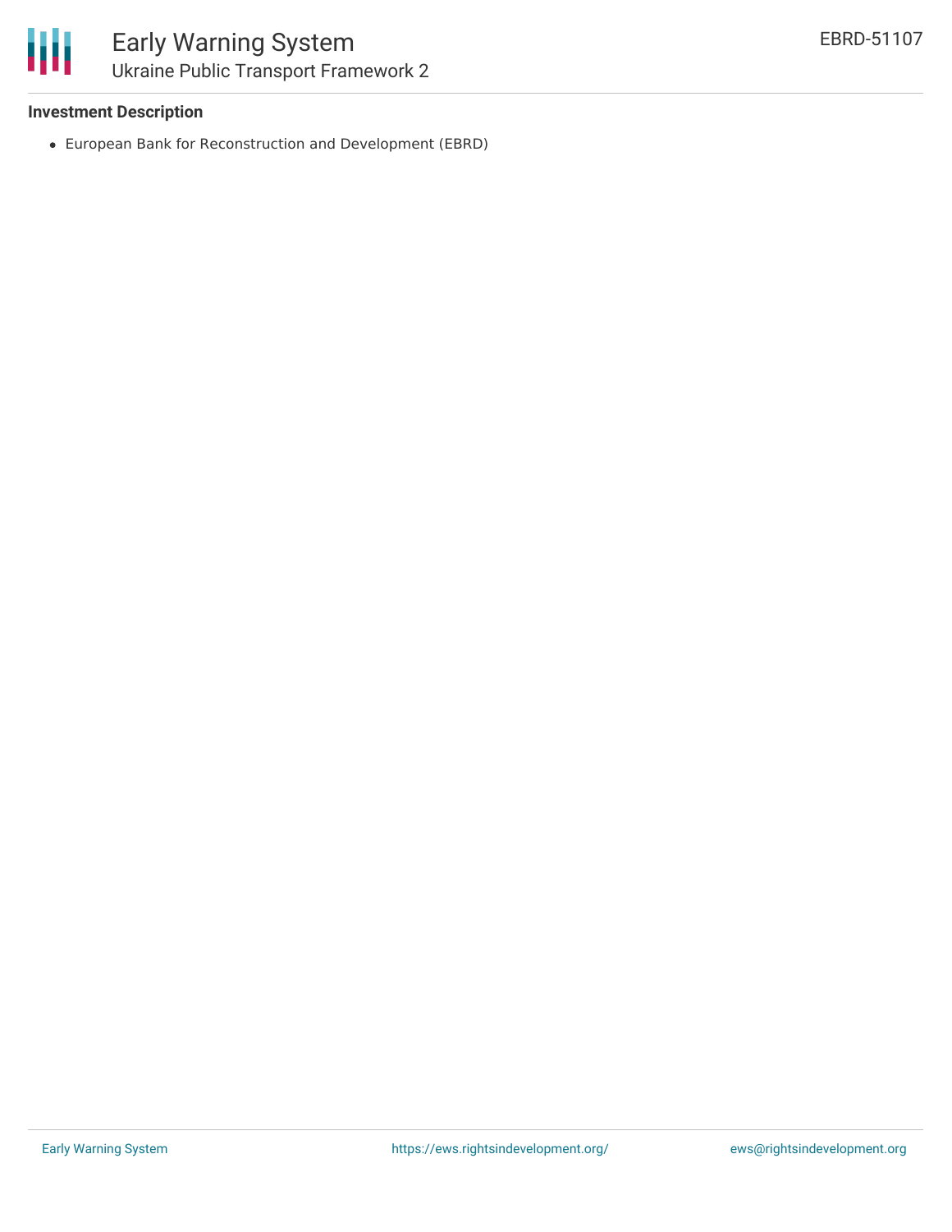**Investment Description**

- European Bank for Reconstruction and Development (EBRD)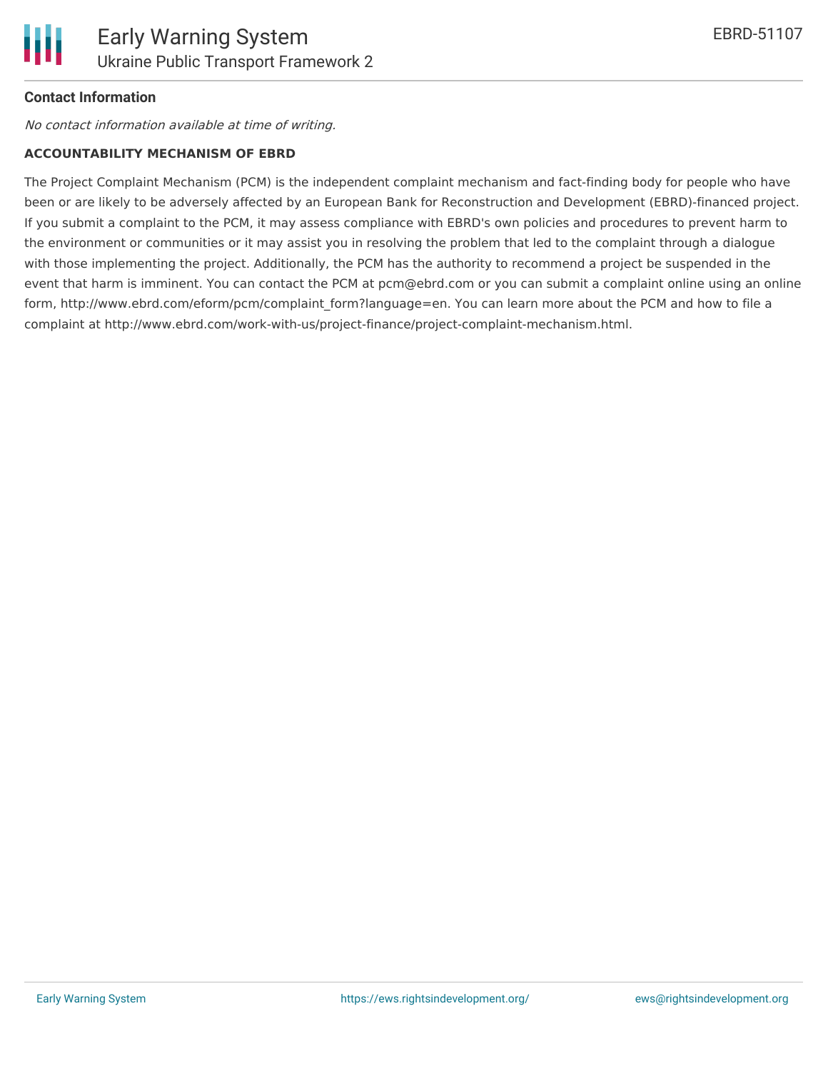**Contact Information**

*No contact information available at time of writing.*

**ACCOUNTABILITY MECHANISM OF EBRD**

The Project Complaint Mechanism (PCM) is the independent complaint mechanism and fact-finding body for people who have been or are likely to be adversely affected by an European Bank for Reconstruction and Development (EBRD)-financed project. If you submit a complaint to the PCM, it may assess compliance with EBRD's own policies and procedures to prevent harm to the environment or communities or it may assist you in resolving the problem that led to the complaint through a dialogue with those implementing the project. Additionally, the PCM has the authority to recommend a project be suspended in the event that harm is imminent. You can contact the PCM at pcm@ebrd.com or you can submit a complaint online using an online form, http://www.ebrd.com/eform/pcm/complaint_form?language=en. You can learn more about the PCM and how to file a complaint at http://www.ebrd.com/work-with-us/project-finance/project-complaint-mechanism.html.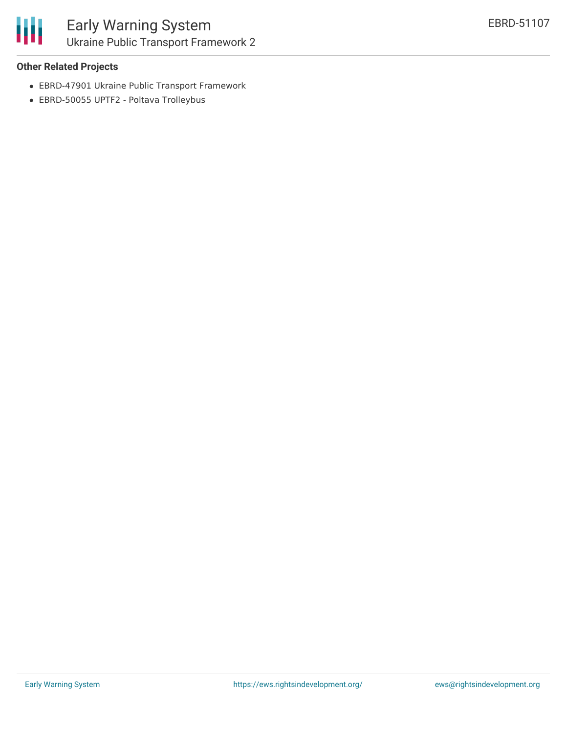### Other Related Projects

- EBRD-47901 Ukraine Public Transport Framework
- EBRD-50055 UPTF2 - Poltava Trolleybus